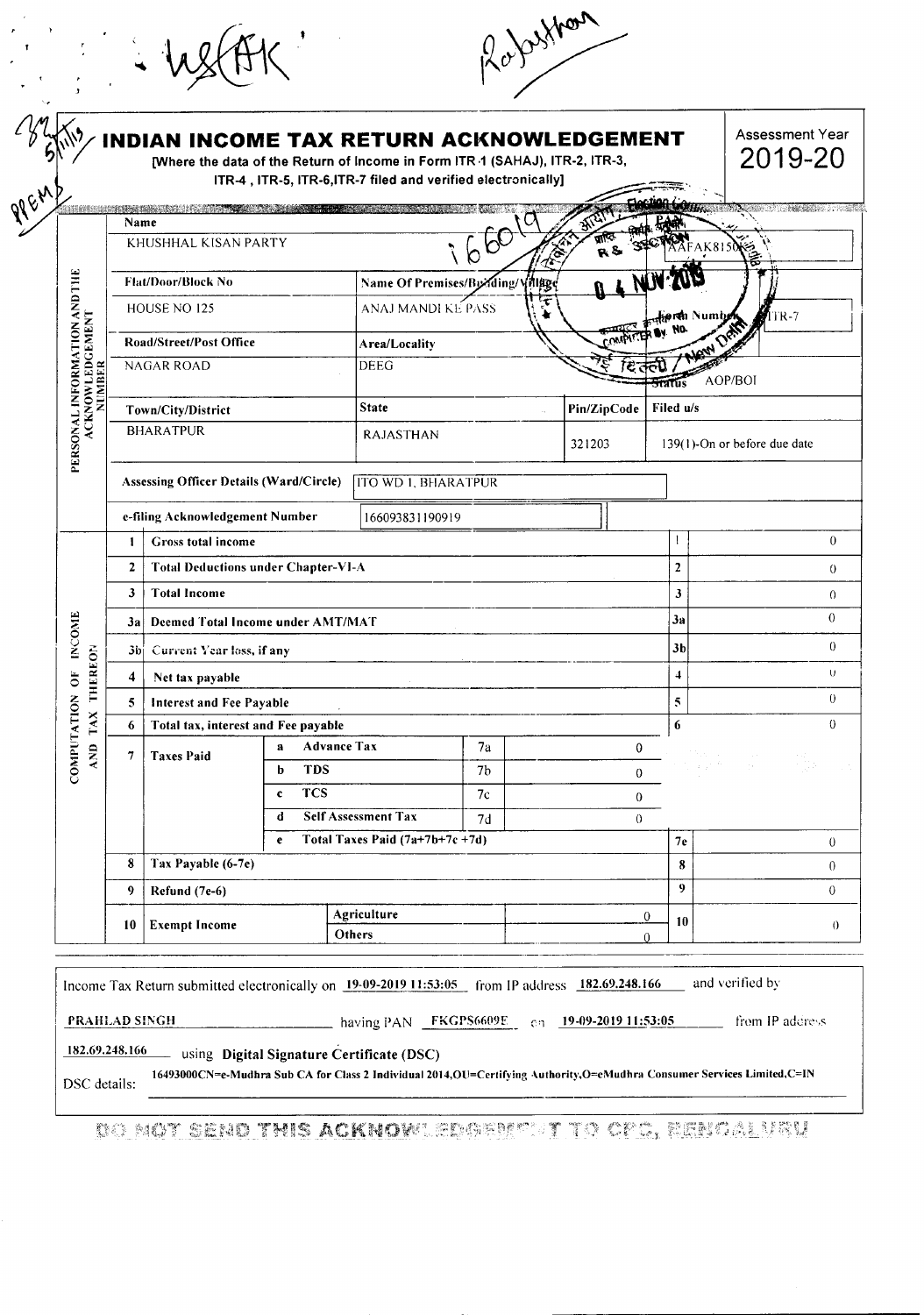# INDIAN INCOME TAX RETURN ACKNOWLEDGEMENT

[Where the data of the Return of Income in Form ITR-1 (SAHAJ), ITR-2, ITR-3, ITR-4, ITR-5, ITR-6, ITR-7 filed and verified electronically]

**Assessment Year 2019-20**

## PERSONAL INFORMATION AND THE ACKNOWLEDGEMENT NUMBER

| Field | Value |
|---|---|
| Name | KHUSHHAL KISAN PARTY |
| PAN | AAFAK8150... |
| Flat/Door/Block No | HOUSE NO 125 |
| Name Of Premises/Building/Village | ANAJ MANDI KE PASS |
| Form Number | ITR-7 |
| Road/Street/Post Office | NAGAR ROAD |
| Area/Locality | DEEG |
| Status | AOP/BOI |
| Town/City/District | BHARATPUR |
| State | RAJASTHAN |
| Pin/ZipCode | 321203 |
| Filed u/s | 139(1)-On or before due date |
| Assessing Officer Details (Ward/Circle) | ITO WD 1, BHARATPUR |
| e-filing Acknowledgement Number | 166093831190919 |

## COMPUTATION OF INCOME AND TAX THEREON

| No. | Particulars | | | | | Ref | Amount |
|---|---|---|---|---|---|---|---|
| 1 | Gross total income | | | | | 1 | 0 |
| 2 | Total Deductions under Chapter-VI-A | | | | | 2 | 0 |
| 3 | Total Income | | | | | 3 | 0 |
| 3a | Deemed Total Income under AMT/MAT | | | | | 3a | 0 |
| 3b | Current Year loss, if any | | | | | 3b | 0 |
| 4 | Net tax payable | | | | | 4 | 0 |
| 5 | Interest and Fee Payable | | | | | 5 | 0 |
| 6 | Total tax, interest and Fee payable | | | | | 6 | 0 |
| 7 | Taxes Paid | a | Advance Tax | 7a | 0 | | |
| | | b | TDS | 7b | 0 | | |
| | | c | TCS | 7c | 0 | | |
| | | d | Self Assessment Tax | 7d | 0 | | |
| | | e | Total Taxes Paid (7a+7b+7c +7d) | | | 7e | 0 |
| 8 | Tax Payable (6-7e) | | | | | 8 | 0 |
| 9 | Refund (7e-6) | | | | | 9 | 0 |
| 10 | Exempt Income | | Agriculture | | 0 | 10 | 0 |
| | | | Others | | 0 | | |

Income Tax Return submitted electronically on 19-09-2019 11:53:05 from IP address 182.69.248.166 and verified by PRAHLAD SINGH having PAN FKGPS6609E on 19-09-2019 11:53:05 from IP address 182.69.248.166 using Digital Signature Certificate (DSC)

DSC details: 16493000CN=e-Mudhra Sub CA for Class 2 Individual 2014,OU=Certifying Authority,O=eMudhra Consumer Services Limited,C=IN

DO NOT SEND THIS ACKNOWLEDGEMENT TO CPC, BENGALURU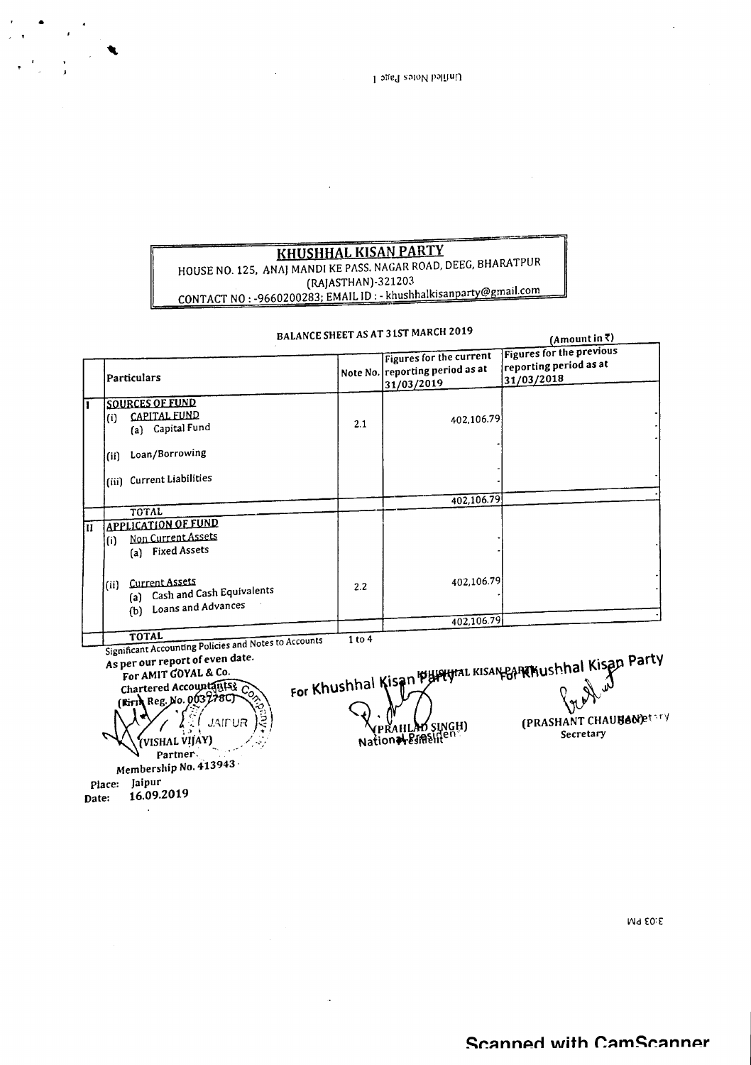# KHUSHHAL KISAN PARTY

HOUSE NO. 125, ANAJ MANDI KE PASS, NAGAR ROAD, DEEG, BHARATPUR (RAJASTHAN)-321203

CONTACT NO : -9660200283; EMAIL ID : - khushhalkisanparty@gmail.com

## BALANCE SHEET AS AT 31ST MARCH 2019

(Amount in ₹)

| | Particulars | Note No. | Figures for the current reporting period as at 31/03/2019 | Figures for the previous reporting period as at 31/03/2018 |
|---|---|---|---|---|
| I | **SOURCES OF FUND** | | | |
| | (i) CAPITAL FUND | | | - |
| | (a) Capital Fund | 2.1 | 402,106.79 | - |
| | | | - | - |
| | (ii) Loan/Borrowing | | - | |
| | (iii) Current Liabilities | | - | - |
| | | | 402,106.79 | - |
| | TOTAL | | | |
| II | **APPLICATION OF FUND** | | | |
| | (i) Non Current Assets | | - | |
| | (a) Fixed Assets | | - | - |
| | (ii) Current Assets | | | - |
| | (a) Cash and Cash Equivalents | 2.2 | 402,106.79 | - |
| | (b) Loans and Advances | | - | |
| | | | 402,106.79 | - |
| | TOTAL | | | |
| | Significant Accounting Policies and Notes to Accounts | 1 to 4 | | |

As per our report of even date.
For AMIT GOYAL & Co.
Chartered Accountants
(Firm Reg. No. 003778C)

(VISHAL VIJAY)
Partner
Membership No. 413943

Place: Jaipur
Date: 16.09.2019

For Khushhal Kisan Party

(PRAHLAD SINGH)
National President

For Khushhal Kisan Party

(PRASHANT CHAUHAN)
Secretary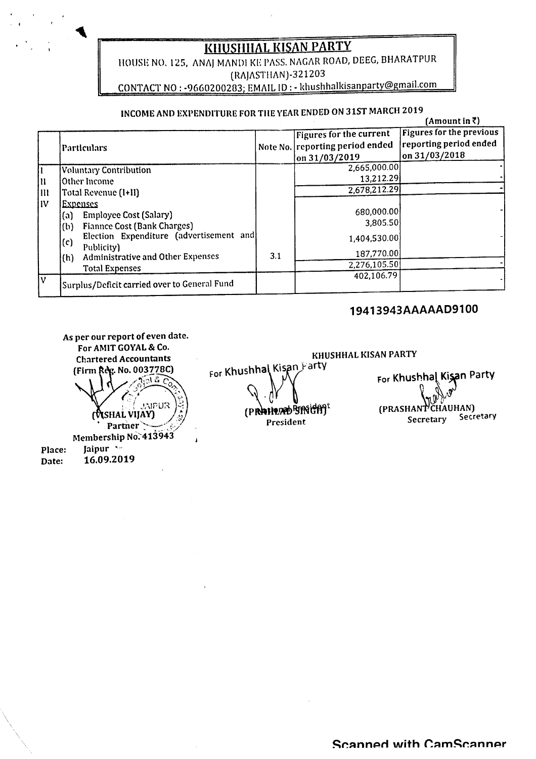# KHUSHHAL KISAN PARTY

HOUSE NO. 125, ANAJ MANDI KE PASS. NAGAR ROAD, DEEG, BHARATPUR (RAJASTHAN)-321203

CONTACT NO : -9660200283; EMAIL ID : - khushhalkisanparty@gmail.com

## INCOME AND EXPENDITURE FOR THE YEAR ENDED ON 31ST MARCH 2019

(Amount in ₹)

| | Particulars | Note No. | Figures for the current reporting period ended on 31/03/2019 | Figures for the previous reporting period ended on 31/03/2018 |
|---|---|---|---|---|
| I | Voluntary Contribution | | 2,665,000.00 | - |
| II | Other Income | | 13,212.29 | - |
| III | Total Revenue (I+II) | | 2,678,212.29 | - |
| IV | Expenses | | | |
| | (a) Employee Cost (Salary) | | 680,000.00 | - |
| | (b) Fiannce Cost (Bank Charges) | | 3,805.50 | |
| | (c) Election Expenditure (advertisement and Publicity) | | 1,404,530.00 | - |
| | (h) Administrative and Other Expenses | 3.1 | 187,770.00 | |
| | Total Expenses | | 2,276,105.50 | - |
| V | Surplus/Deficit carried over to General Fund | | 402,106.79 | - |

**19413943AAAAAD9100**

As per our report of even date.
For AMIT GOYAL & Co.
Chartered Accountants
(Firm Reg. No. 003778C)

(VISHAL VIJAY)
Partner
Membership No. 413943

Place: Jaipur
Date: 16.09.2019

KHUSHHAL KISAN PARTY

For Khushhal Kisan Party

(PRAHLAD SINGH)
President

For Khushhal Kisan Party

(PRASHANT CHAUHAN)
Secretary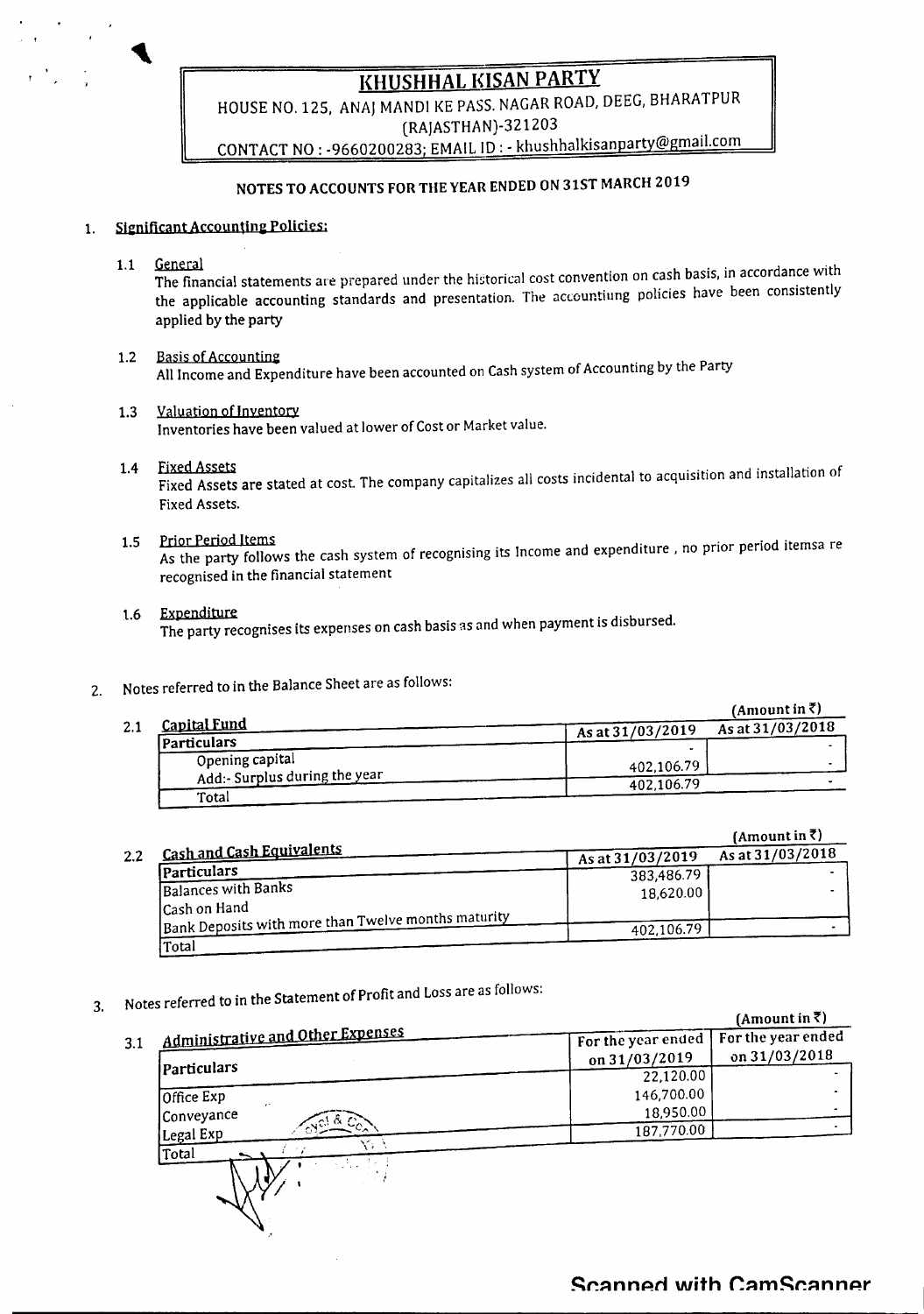# KHUSHHAL KISAN PARTY

HOUSE NO. 125, ANAJ MANDI KE PASS. NAGAR ROAD, DEEG, BHARATPUR (RAJASTHAN)-321203

CONTACT NO : -9660200283; EMAIL ID : - khushhalkisanparty@gmail.com

## NOTES TO ACCOUNTS FOR THE YEAR ENDED ON 31ST MARCH 2019

1. **Significant Accounting Policies:**

   1.1 General
   The financial statements are prepared under the historical cost convention on cash basis, in accordance with the applicable accounting standards and presentation. The accountiung policies have been consistently applied by the party

   1.2 Basis of Accounting
   All Income and Expenditure have been accounted on Cash system of Accounting by the Party

   1.3 Valuation of Inventory
   Inventories have been valued at lower of Cost or Market value.

   1.4 Fixed Assets
   Fixed Assets are stated at cost. The company capitalizes all costs incidental to acquisition and installation of Fixed Assets.

   1.5 Prior Period Items
   As the party follows the cash system of recognising its Income and expenditure , no prior period itemsa re recognised in the financial statement

   1.6 Expenditure
   The party recognises its expenses on cash basis as and when payment is disbursed.

2. Notes referred to in the Balance Sheet are as follows:

2.1 Capital Fund

(Amount in ₹)

| Particulars | As at 31/03/2019 | As at 31/03/2018 |
|---|---|---|
| Opening capital | - | - |
| Add:- Surplus during the year | 402,106.79 | - |
| Total | 402,106.79 | - |

2.2 Cash and Cash Equivalents

(Amount in ₹)

| Particulars | As at 31/03/2019 | As at 31/03/2018 |
|---|---|---|
| Balances with Banks | 383,486.79 | - |
| Cash on Hand | 18,620.00 | - |
| Bank Deposits with more than Twelve months maturity | | |
| Total | 402,106.79 | - |

3. Notes referred to in the Statement of Profit and Loss are as follows:

3.1 Administrative and Other Expenses

(Amount in ₹)

| Particulars | For the year ended on 31/03/2019 | For the year ended on 31/03/2018 |
|---|---|---|
| Office Exp | 22,120.00 | - |
| Conveyance | 146,700.00 | - |
| Legal Exp | 18,950.00 | - |
| Total | 187,770.00 | - |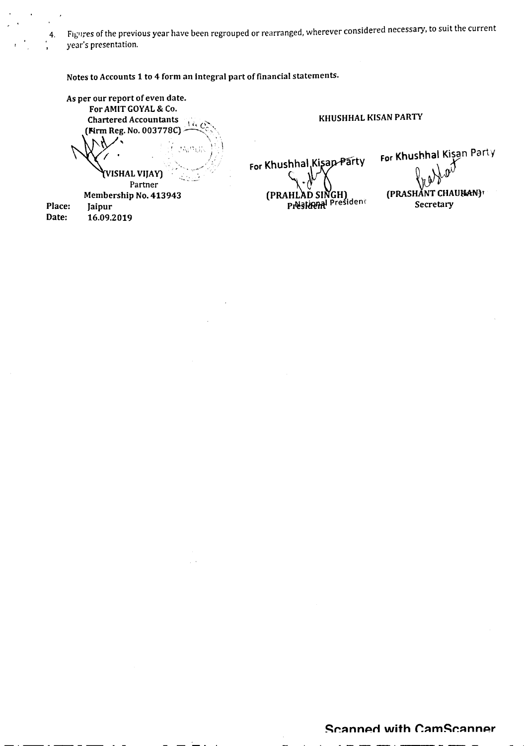4. Figures of the previous year have been regrouped or rearranged, wherever considered necessary, to suit the current year's presentation.

**Notes to Accounts 1 to 4 form an integral part of financial statements.**

**As per our report of even date.**

**For AMIT GOYAL & Co.**
**Chartered Accountants**
**(Firm Reg. No. 003778C)**

**(VISHAL VIJAY)**
Partner
**Membership No. 413943**

**Place:** Jaipur
**Date:** 16.09.2019

**KHUSHHAL KISAN PARTY**

For Khushhal Kisan Party

**(PRAHLAD SINGH)**
National President

For Khushhal Kisan Party

**(PRASHANT CHAUHAN)**
Secretary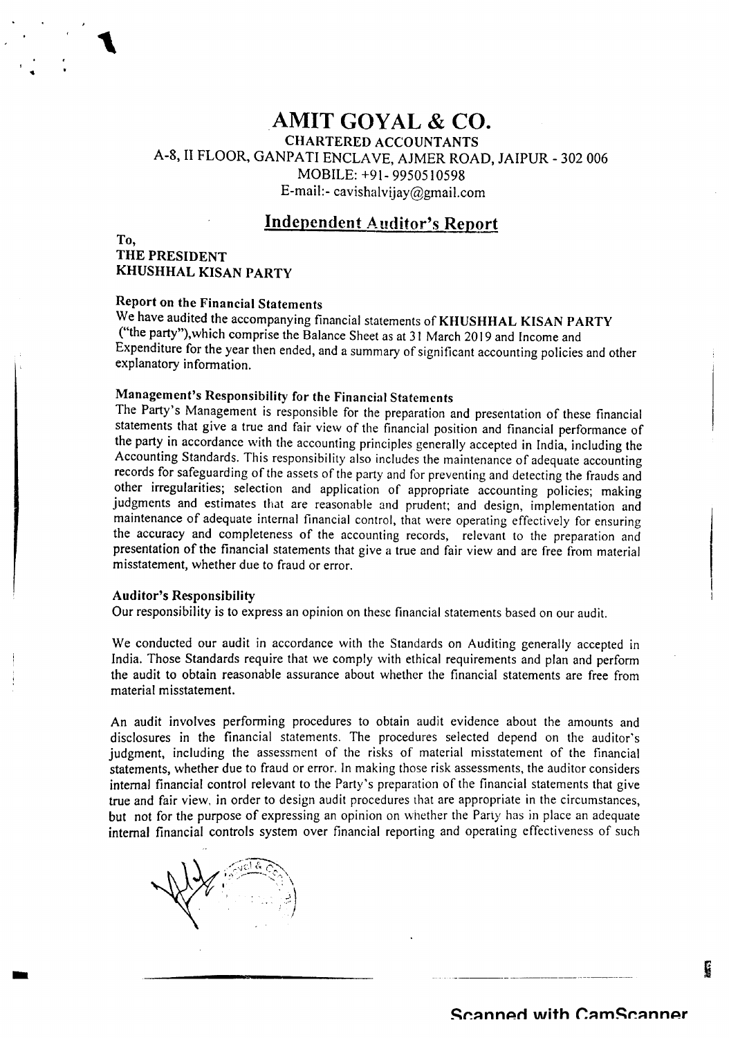# AMIT GOYAL & CO.

**CHARTERED ACCOUNTANTS**

A-8, II FLOOR, GANPATI ENCLAVE, AJMER ROAD, JAIPUR - 302 006

MOBILE: +91- 9950510598

E-mail:- cavishalvijay@gmail.com

## Independent Auditor's Report

**To,**
**THE PRESIDENT**
**KHUSHHAL KISAN PARTY**

### Report on the Financial Statements

We have audited the accompanying financial statements of **KHUSHHAL KISAN PARTY** ("the party"),which comprise the Balance Sheet as at 31 March 2019 and Income and Expenditure for the year then ended, and a summary of significant accounting policies and other explanatory information.

### Management's Responsibility for the Financial Statements

The Party's Management is responsible for the preparation and presentation of these financial statements that give a true and fair view of the financial position and financial performance of the party in accordance with the accounting principles generally accepted in India, including the Accounting Standards. This responsibility also includes the maintenance of adequate accounting records for safeguarding of the assets of the party and for preventing and detecting the frauds and other irregularities; selection and application of appropriate accounting policies; making judgments and estimates that are reasonable and prudent; and design, implementation and maintenance of adequate internal financial control, that were operating effectively for ensuring the accuracy and completeness of the accounting records, relevant to the preparation and presentation of the financial statements that give a true and fair view and are free from material misstatement, whether due to fraud or error.

### Auditor's Responsibility

Our responsibility is to express an opinion on these financial statements based on our audit.

We conducted our audit in accordance with the Standards on Auditing generally accepted in India. Those Standards require that we comply with ethical requirements and plan and perform the audit to obtain reasonable assurance about whether the financial statements are free from material misstatement.

An audit involves performing procedures to obtain audit evidence about the amounts and disclosures in the financial statements. The procedures selected depend on the auditor's judgment, including the assessment of the risks of material misstatement of the financial statements, whether due to fraud or error. In making those risk assessments, the auditor considers internal financial control relevant to the Party's preparation of the financial statements that give true and fair view, in order to design audit procedures that are appropriate in the circumstances, but not for the purpose of expressing an opinion on whether the Party has in place an adequate internal financial controls system over financial reporting and operating effectiveness of such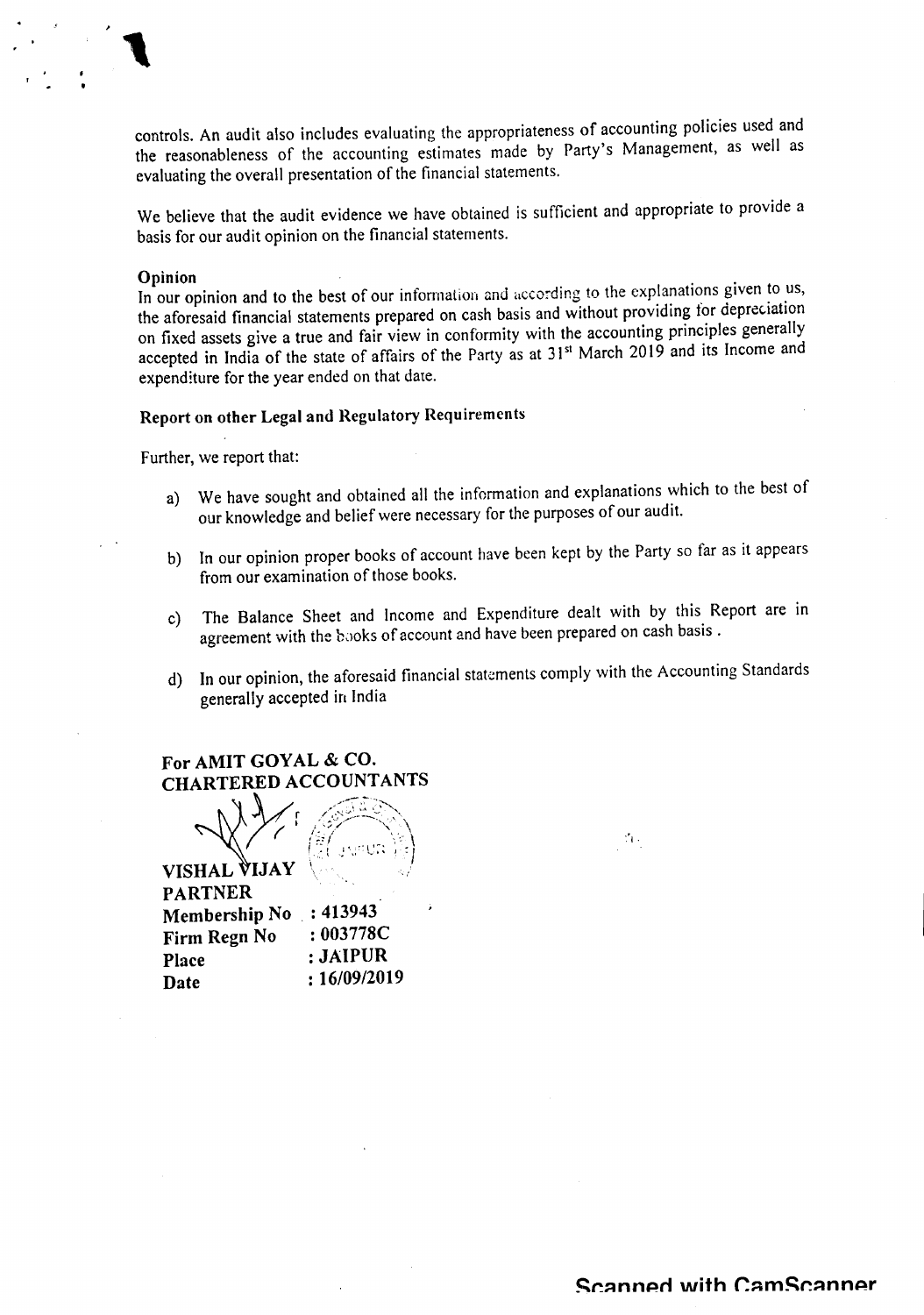controls. An audit also includes evaluating the appropriateness of accounting policies used and the reasonableness of the accounting estimates made by Party's Management, as well as evaluating the overall presentation of the financial statements.

We believe that the audit evidence we have obtained is sufficient and appropriate to provide a basis for our audit opinion on the financial statements.

**Opinion**

In our opinion and to the best of our information and according to the explanations given to us, the aforesaid financial statements prepared on cash basis and without providing for depreciation on fixed assets give a true and fair view in conformity with the accounting principles generally accepted in India of the state of affairs of the Party as at 31st March 2019 and its Income and expenditure for the year ended on that date.

**Report on other Legal and Regulatory Requirements**

Further, we report that:

a) We have sought and obtained all the information and explanations which to the best of our knowledge and belief were necessary for the purposes of our audit.

b) In our opinion proper books of account have been kept by the Party so far as it appears from our examination of those books.

c) The Balance Sheet and Income and Expenditure dealt with by this Report are in agreement with the books of account and have been prepared on cash basis .

d) In our opinion, the aforesaid financial statements comply with the Accounting Standards generally accepted in India

**For AMIT GOYAL & CO.**
**CHARTERED ACCOUNTANTS**

**VISHAL VIJAY**
**PARTNER**

| | |
|---|---|
| **Membership No** | **: 413943** |
| **Firm Regn No** | **: 003778C** |
| **Place** | **: JAIPUR** |
| **Date** | **: 16/09/2019** |